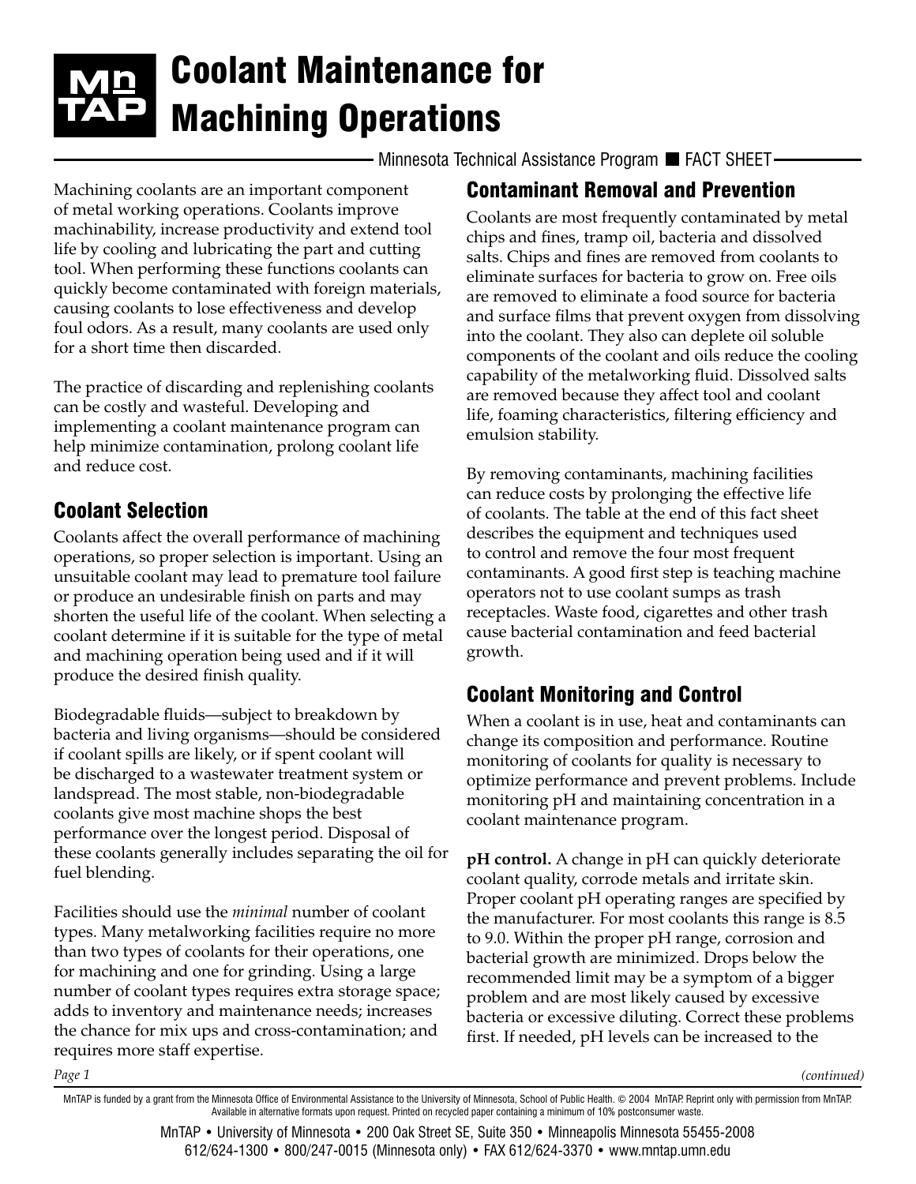# Coolant Maintenance for Machining Operations

Minnesota Technical Assistance Program ■ FACT SHEET

Machining coolants are an important component of metal working operations. Coolants improve machinability, increase productivity and extend tool life by cooling and lubricating the part and cutting tool. When performing these functions coolants can quickly become contaminated with foreign materials, causing coolants to lose effectiveness and develop foul odors. As a result, many coolants are used only for a short time then discarded.

The practice of discarding and replenishing coolants can be costly and wasteful. Developing and implementing a coolant maintenance program can help minimize contamination, prolong coolant life and reduce cost.

## Coolant Selection

Coolants affect the overall performance of machining operations, so proper selection is important. Using an unsuitable coolant may lead to premature tool failure or produce an undesirable finish on parts and may shorten the useful life of the coolant. When selecting a coolant determine if it is suitable for the type of metal and machining operation being used and if it will produce the desired finish quality.

Biodegradable fluids—subject to breakdown by bacteria and living organisms—should be considered if coolant spills are likely, or if spent coolant will be discharged to a wastewater treatment system or landspread. The most stable, non-biodegradable coolants give most machine shops the best performance over the longest period. Disposal of these coolants generally includes separating the oil for fuel blending.

Facilities should use the *minimal* number of coolant types. Many metalworking facilities require no more than two types of coolants for their operations, one for machining and one for grinding. Using a large number of coolant types requires extra storage space; adds to inventory and maintenance needs; increases the chance for mix ups and cross-contamination; and requires more staff expertise.

## Contaminant Removal and Prevention

Coolants are most frequently contaminated by metal chips and fines, tramp oil, bacteria and dissolved salts. Chips and fines are removed from coolants to eliminate surfaces for bacteria to grow on. Free oils are removed to eliminate a food source for bacteria and surface films that prevent oxygen from dissolving into the coolant. They also can deplete oil soluble components of the coolant and oils reduce the cooling capability of the metalworking fluid. Dissolved salts are removed because they affect tool and coolant life, foaming characteristics, filtering efficiency and emulsion stability.

By removing contaminants, machining facilities can reduce costs by prolonging the effective life of coolants. The table at the end of this fact sheet describes the equipment and techniques used to control and remove the four most frequent contaminants. A good first step is teaching machine operators not to use coolant sumps as trash receptacles. Waste food, cigarettes and other trash cause bacterial contamination and feed bacterial growth.

## Coolant Monitoring and Control

When a coolant is in use, heat and contaminants can change its composition and performance. Routine monitoring of coolants for quality is necessary to optimize performance and prevent problems. Include monitoring pH and maintaining concentration in a coolant maintenance program.

**pH control.** A change in pH can quickly deteriorate coolant quality, corrode metals and irritate skin. Proper coolant pH operating ranges are specified by the manufacturer. For most coolants this range is 8.5 to 9.0. Within the proper pH range, corrosion and bacterial growth are minimized. Drops below the recommended limit may be a symptom of a bigger problem and are most likely caused by excessive bacteria or excessive diluting. Correct these problems first. If needed, pH levels can be increased to the

*(continued)*

MnTAP is funded by a grant from the Minnesota Office of Environmental Assistance to the University of Minnesota, School of Public Health. © 2004 MnTAP. Reprint only with permission from MnTAP. Available in alternative formats upon request. Printed on recycled paper containing a minimum of 10% postconsumer waste.

MnTAP • University of Minnesota • 200 Oak Street SE, Suite 350 • Minneapolis Minnesota 55455-2008
612/624-1300 • 800/247-0015 (Minnesota only) • FAX 612/624-3370 • www.mntap.umn.edu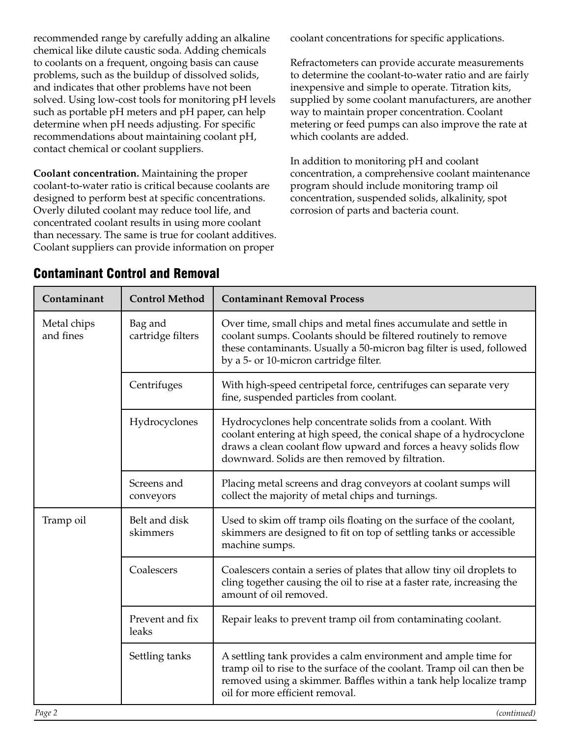recommended range by carefully adding an alkaline chemical like dilute caustic soda. Adding chemicals to coolants on a frequent, ongoing basis can cause problems, such as the buildup of dissolved solids, and indicates that other problems have not been solved. Using low-cost tools for monitoring pH levels such as portable pH meters and pH paper, can help determine when pH needs adjusting. For specific recommendations about maintaining coolant pH, contact chemical or coolant suppliers.

**Coolant concentration.** Maintaining the proper coolant-to-water ratio is critical because coolants are designed to perform best at specific concentrations. Overly diluted coolant may reduce tool life, and concentrated coolant results in using more coolant than necessary. The same is true for coolant additives. Coolant suppliers can provide information on proper coolant concentrations for specific applications.

Refractometers can provide accurate measurements to determine the coolant-to-water ratio and are fairly inexpensive and simple to operate. Titration kits, supplied by some coolant manufacturers, are another way to maintain proper concentration. Coolant metering or feed pumps can also improve the rate at which coolants are added.

In addition to monitoring pH and coolant concentration, a comprehensive coolant maintenance program should include monitoring tramp oil concentration, suspended solids, alkalinity, spot corrosion of parts and bacteria count.

## Contaminant Control and Removal

| Contaminant | Control Method | Contaminant Removal Process |
|---|---|---|
| Metal chips and fines | Bag and cartridge filters | Over time, small chips and metal fines accumulate and settle in coolant sumps. Coolants should be filtered routinely to remove these contaminants. Usually a 50-micron bag filter is used, followed by a 5- or 10-micron cartridge filter. |
| | Centrifuges | With high-speed centripetal force, centrifuges can separate very fine, suspended particles from coolant. |
| | Hydrocyclones | Hydrocyclones help concentrate solids from a coolant. With coolant entering at high speed, the conical shape of a hydrocyclone draws a clean coolant flow upward and forces a heavy solids flow downward. Solids are then removed by filtration. |
| | Screens and conveyors | Placing metal screens and drag conveyors at coolant sumps will collect the majority of metal chips and turnings. |
| Tramp oil | Belt and disk skimmers | Used to skim off tramp oils floating on the surface of the coolant, skimmers are designed to fit on top of settling tanks or accessible machine sumps. |
| | Coalescers | Coalescers contain a series of plates that allow tiny oil droplets to cling together causing the oil to rise at a faster rate, increasing the amount of oil removed. |
| | Prevent and fix leaks | Repair leaks to prevent tramp oil from contaminating coolant. |
| | Settling tanks | A settling tank provides a calm environment and ample time for tramp oil to rise to the surface of the coolant. Tramp oil can then be removed using a skimmer. Baffles within a tank help localize tramp oil for more efficient removal. |

*(continued)*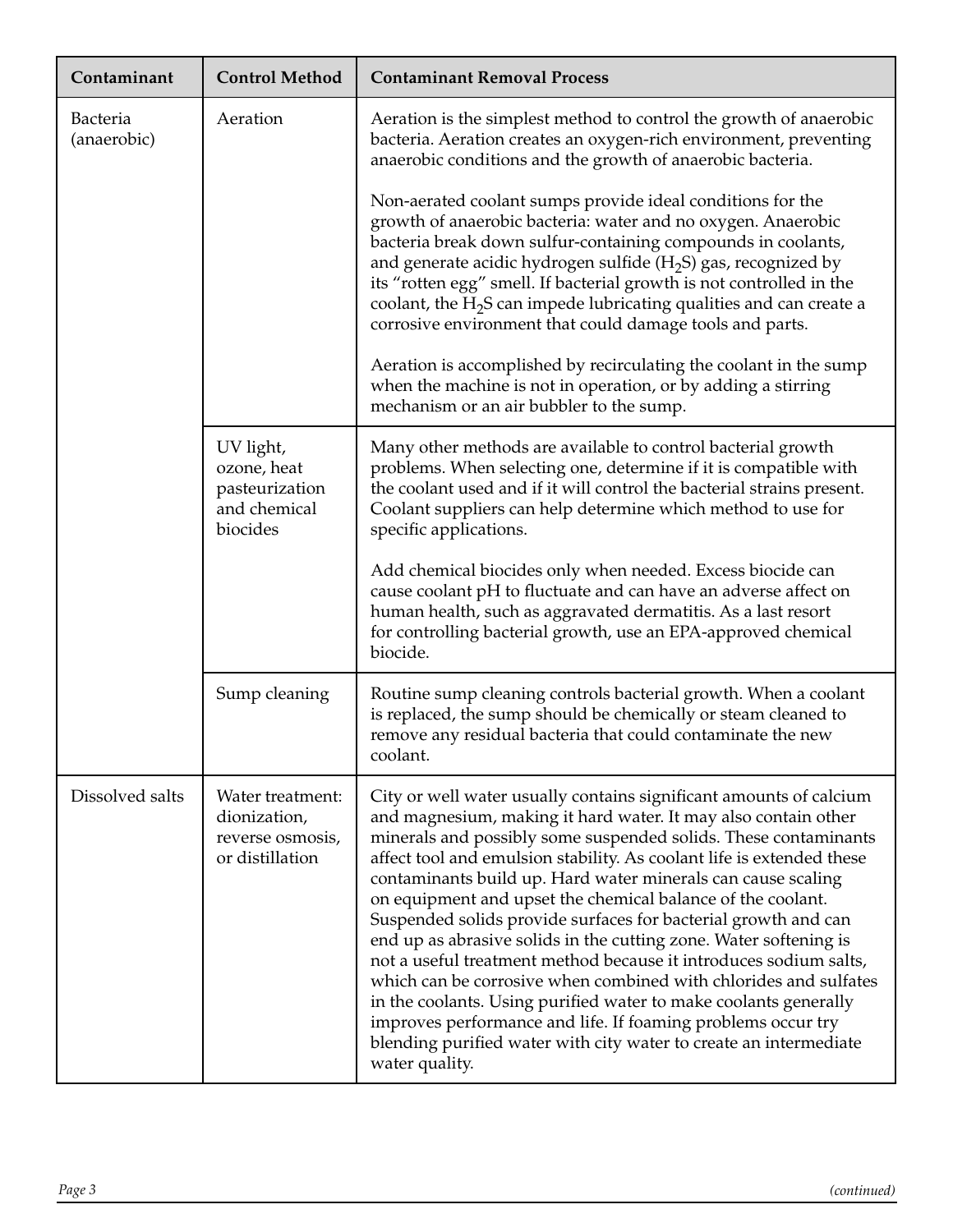| Contaminant | Control Method | Contaminant Removal Process |
|---|---|---|
| Bacteria (anaerobic) | Aeration | Aeration is the simplest method to control the growth of anaerobic bacteria. Aeration creates an oxygen-rich environment, preventing anaerobic conditions and the growth of anaerobic bacteria.<br><br>Non-aerated coolant sumps provide ideal conditions for the growth of anaerobic bacteria: water and no oxygen. Anaerobic bacteria break down sulfur-containing compounds in coolants, and generate acidic hydrogen sulfide ($H_2S$) gas, recognized by its "rotten egg" smell. If bacterial growth is not controlled in the coolant, the $H_2S$ can impede lubricating qualities and can create a corrosive environment that could damage tools and parts.<br><br>Aeration is accomplished by recirculating the coolant in the sump when the machine is not in operation, or by adding a stirring mechanism or an air bubbler to the sump. |
| | UV light, ozone, heat pasteurization and chemical biocides | Many other methods are available to control bacterial growth problems. When selecting one, determine if it is compatible with the coolant used and if it will control the bacterial strains present. Coolant suppliers can help determine which method to use for specific applications.<br><br>Add chemical biocides only when needed. Excess biocide can cause coolant pH to fluctuate and can have an adverse affect on human health, such as aggravated dermatitis. As a last resort for controlling bacterial growth, use an EPA-approved chemical biocide. |
| | Sump cleaning | Routine sump cleaning controls bacterial growth. When a coolant is replaced, the sump should be chemically or steam cleaned to remove any residual bacteria that could contaminate the new coolant. |
| Dissolved salts | Water treatment: dionization, reverse osmosis, or distillation | City or well water usually contains significant amounts of calcium and magnesium, making it hard water. It may also contain other minerals and possibly some suspended solids. These contaminants affect tool and emulsion stability. As coolant life is extended these contaminants build up. Hard water minerals can cause scaling on equipment and upset the chemical balance of the coolant. Suspended solids provide surfaces for bacterial growth and can end up as abrasive solids in the cutting zone. Water softening is not a useful treatment method because it introduces sodium salts, which can be corrosive when combined with chlorides and sulfates in the coolants. Using purified water to make coolants generally improves performance and life. If foaming problems occur try blending purified water with city water to create an intermediate water quality. |

*(continued)*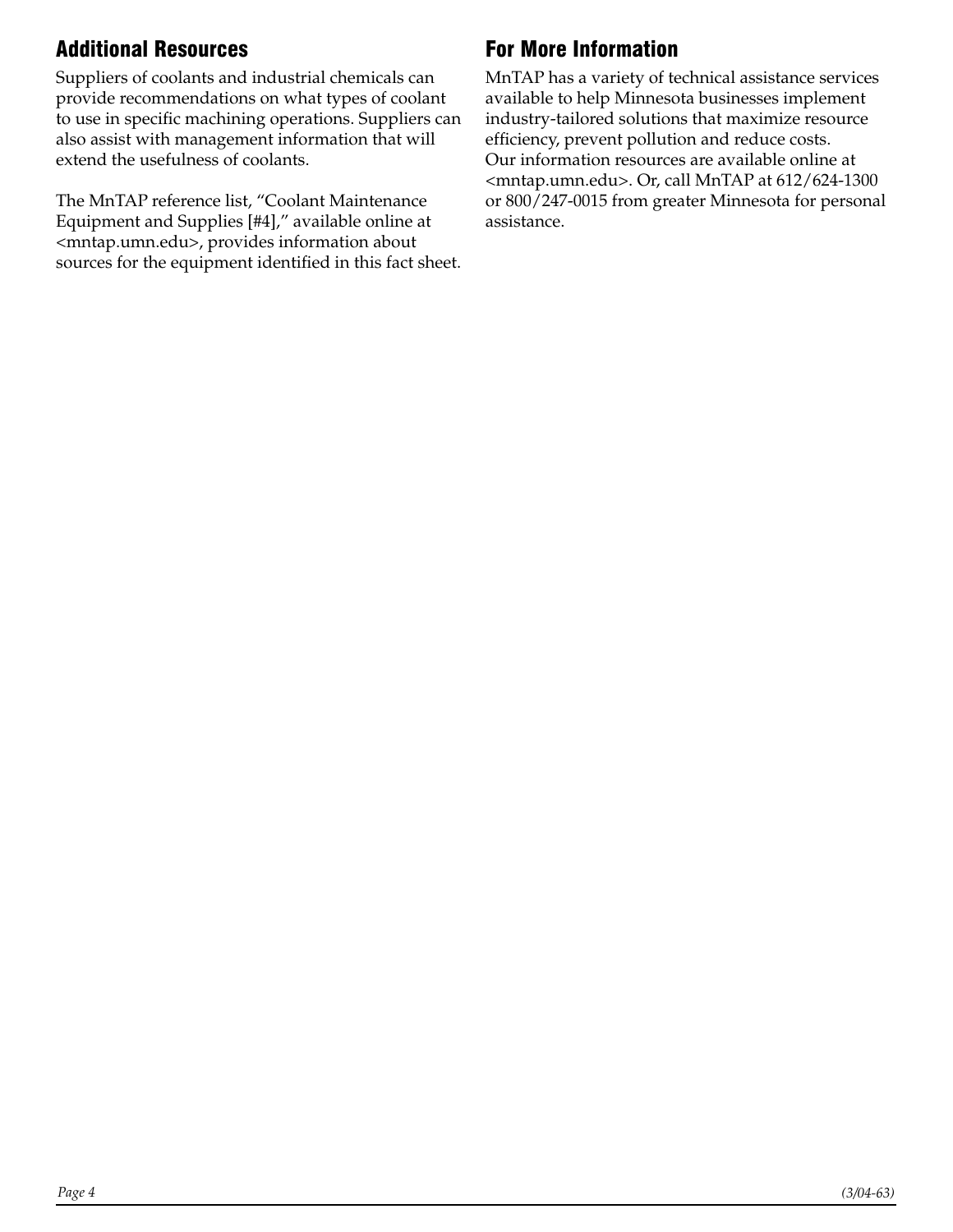## Additional Resources

Suppliers of coolants and industrial chemicals can provide recommendations on what types of coolant to use in specific machining operations. Suppliers can also assist with management information that will extend the usefulness of coolants.

The MnTAP reference list, "Coolant Maintenance Equipment and Supplies [#4]," available online at <mntap.umn.edu>, provides information about sources for the equipment identified in this fact sheet.

## For More Information

MnTAP has a variety of technical assistance services available to help Minnesota businesses implement industry-tailored solutions that maximize resource efficiency, prevent pollution and reduce costs. Our information resources are available online at <mntap.umn.edu>. Or, call MnTAP at 612/624-1300 or 800/247-0015 from greater Minnesota for personal assistance.

*(3/04-63)*